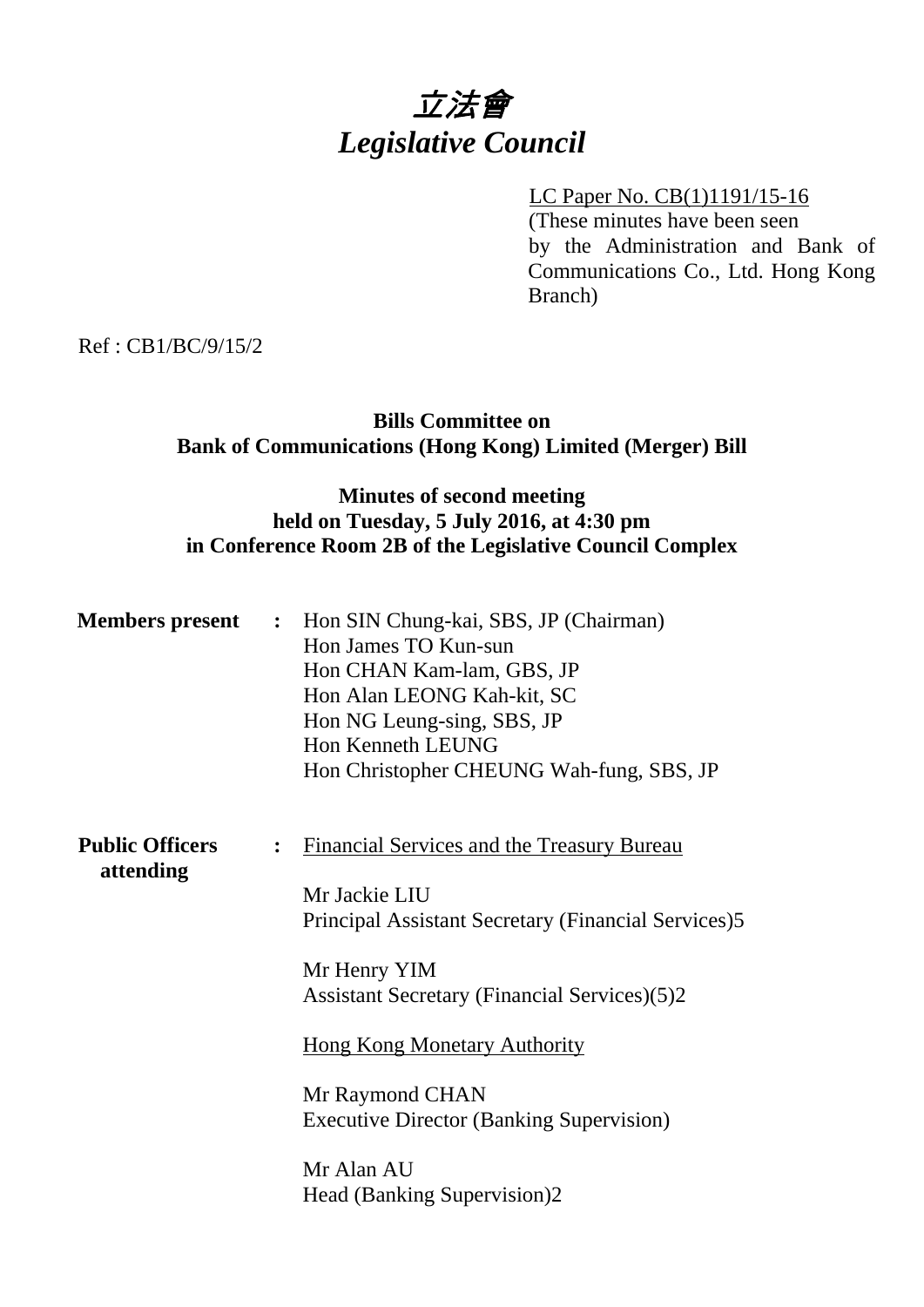# *立法會*
# *Legislative Council*

LC Paper No. CB(1)1191/15-16
(These minutes have been seen by the Administration and Bank of Communications Co., Ltd. Hong Kong Branch)

Ref : CB1/BC/9/15/2

**Bills Committee on**
**Bank of Communications (Hong Kong) Limited (Merger) Bill**

**Minutes of second meeting**
**held on Tuesday, 5 July 2016, at 4:30 pm**
**in Conference Room 2B of the Legislative Council Complex**

**Members present** : Hon SIN Chung-kai, SBS, JP (Chairman)
Hon James TO Kun-sun
Hon CHAN Kam-lam, GBS, JP
Hon Alan LEONG Kah-kit, SC
Hon NG Leung-sing, SBS, JP
Hon Kenneth LEUNG
Hon Christopher CHEUNG Wah-fung, SBS, JP

**Public Officers attending** : Financial Services and the Treasury Bureau

Mr Jackie LIU
Principal Assistant Secretary (Financial Services)5

Mr Henry YIM
Assistant Secretary (Financial Services)(5)2

Hong Kong Monetary Authority

Mr Raymond CHAN
Executive Director (Banking Supervision)

Mr Alan AU
Head (Banking Supervision)2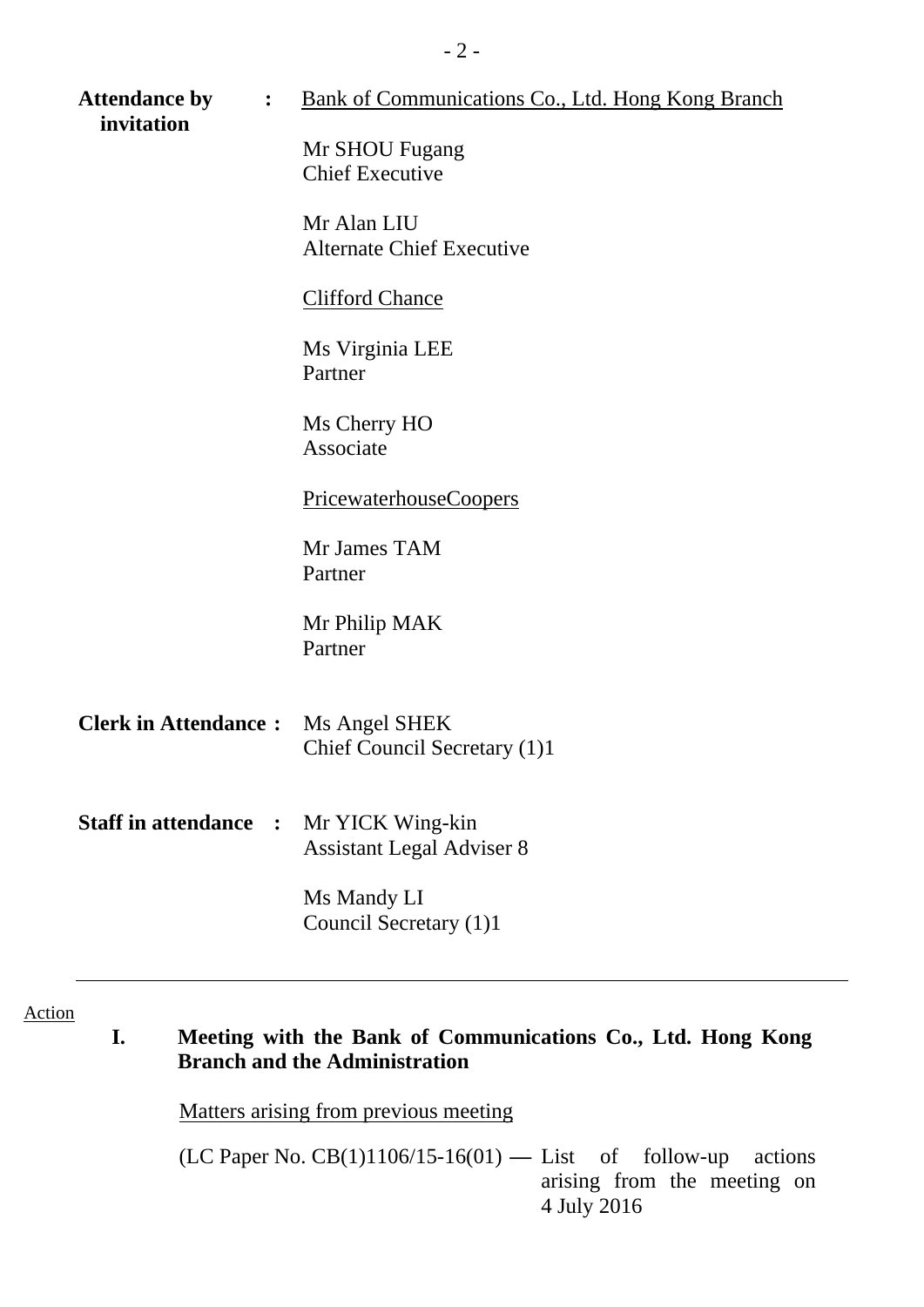**Attendance by invitation** : Bank of Communications Co., Ltd. Hong Kong Branch

Mr SHOU Fugang
Chief Executive

Mr Alan LIU
Alternate Chief Executive

Clifford Chance

Ms Virginia LEE
Partner

Ms Cherry HO
Associate

PricewaterhouseCoopers

Mr James TAM
Partner

Mr Philip MAK
Partner

**Clerk in Attendance** : Ms Angel SHEK
Chief Council Secretary (1)1

**Staff in attendance** : Mr YICK Wing-kin
Assistant Legal Adviser 8

Ms Mandy LI
Council Secretary (1)1

---

Action

## I. Meeting with the Bank of Communications Co., Ltd. Hong Kong Branch and the Administration

Matters arising from previous meeting

(LC Paper No. CB(1)1106/15-16(01) — List of follow-up actions arising from the meeting on 4 July 2016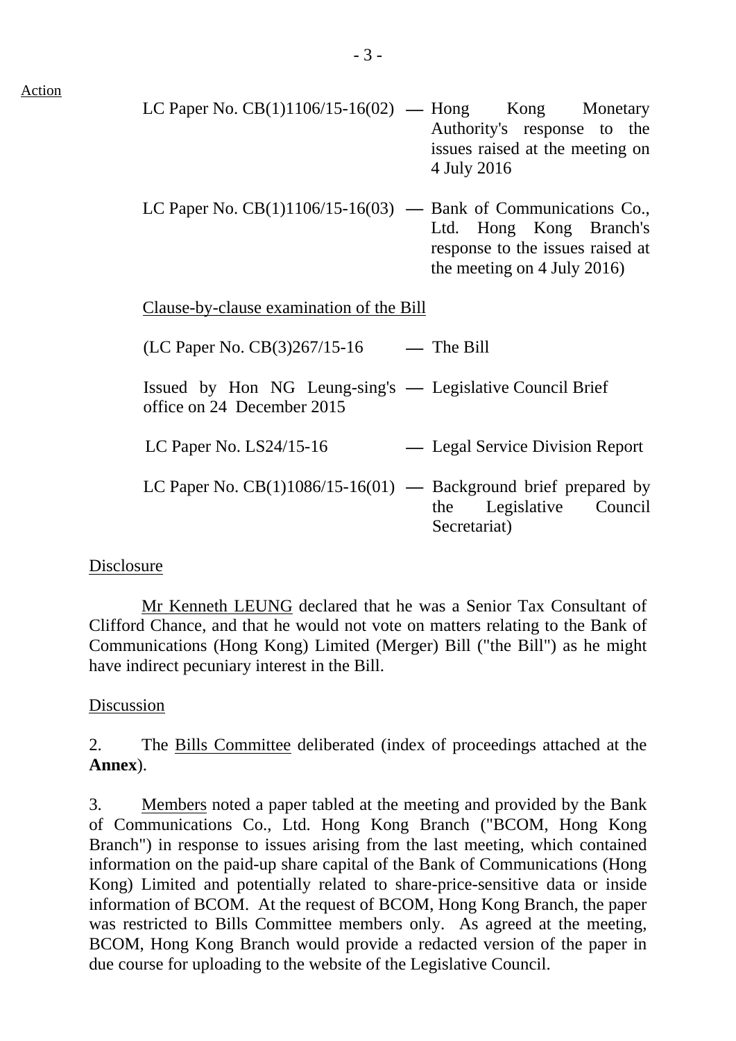Action

LC Paper No. CB(1)1106/15-16(02) — Hong Kong Monetary Authority's response to the issues raised at the meeting on 4 July 2016

LC Paper No. CB(1)1106/15-16(03) — Bank of Communications Co., Ltd. Hong Kong Branch's response to the issues raised at the meeting on 4 July 2016)

Clause-by-clause examination of the Bill

(LC Paper No. CB(3)267/15-16 — The Bill

Issued by Hon NG Leung-sing's office on 24 December 2015 — Legislative Council Brief

LC Paper No. LS24/15-16 — Legal Service Division Report

LC Paper No. CB(1)1086/15-16(01) — Background brief prepared by the Legislative Council Secretariat)

Disclosure

Mr Kenneth LEUNG declared that he was a Senior Tax Consultant of Clifford Chance, and that he would not vote on matters relating to the Bank of Communications (Hong Kong) Limited (Merger) Bill ("the Bill") as he might have indirect pecuniary interest in the Bill.

Discussion

2. The Bills Committee deliberated (index of proceedings attached at the **Annex**).

3. Members noted a paper tabled at the meeting and provided by the Bank of Communications Co., Ltd. Hong Kong Branch ("BCOM, Hong Kong Branch") in response to issues arising from the last meeting, which contained information on the paid-up share capital of the Bank of Communications (Hong Kong) Limited and potentially related to share-price-sensitive data or inside information of BCOM. At the request of BCOM, Hong Kong Branch, the paper was restricted to Bills Committee members only. As agreed at the meeting, BCOM, Hong Kong Branch would provide a redacted version of the paper in due course for uploading to the website of the Legislative Council.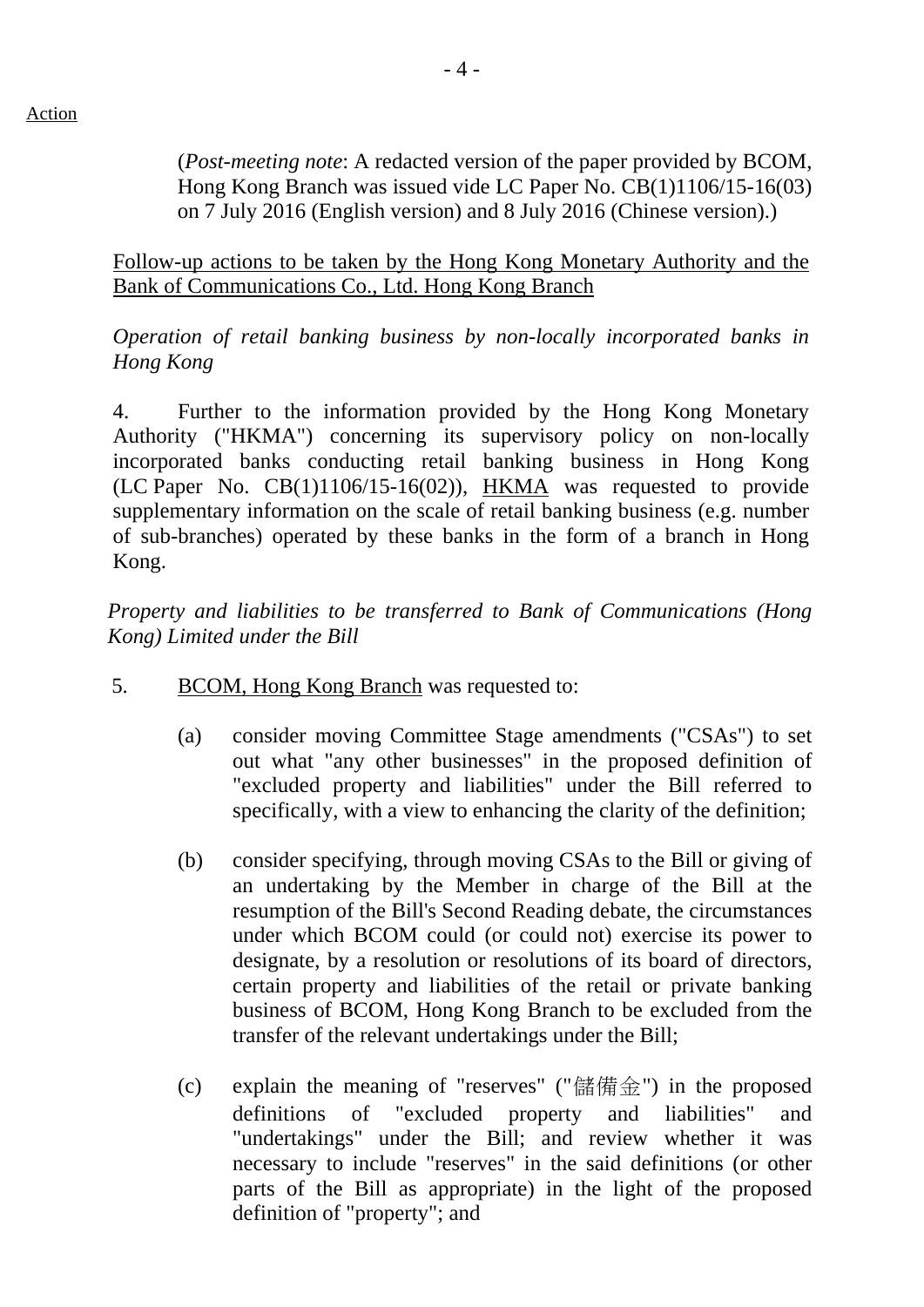Action

(*Post-meeting note*: A redacted version of the paper provided by BCOM, Hong Kong Branch was issued vide LC Paper No. CB(1)1106/15-16(03) on 7 July 2016 (English version) and 8 July 2016 (Chinese version).)

<u>Follow-up actions to be taken by the Hong Kong Monetary Authority and the Bank of Communications Co., Ltd. Hong Kong Branch</u>

*Operation of retail banking business by non-locally incorporated banks in Hong Kong*

4. Further to the information provided by the Hong Kong Monetary Authority ("HKMA") concerning its supervisory policy on non-locally incorporated banks conducting retail banking business in Hong Kong (LC Paper No. CB(1)1106/15-16(02)), <u>HKMA</u> was requested to provide supplementary information on the scale of retail banking business (e.g. number of sub-branches) operated by these banks in the form of a branch in Hong Kong.

*Property and liabilities to be transferred to Bank of Communications (Hong Kong) Limited under the Bill*

5. <u>BCOM, Hong Kong Branch</u> was requested to:

(a) consider moving Committee Stage amendments ("CSAs") to set out what "any other businesses" in the proposed definition of "excluded property and liabilities" under the Bill referred to specifically, with a view to enhancing the clarity of the definition;

(b) consider specifying, through moving CSAs to the Bill or giving of an undertaking by the Member in charge of the Bill at the resumption of the Bill's Second Reading debate, the circumstances under which BCOM could (or could not) exercise its power to designate, by a resolution or resolutions of its board of directors, certain property and liabilities of the retail or private banking business of BCOM, Hong Kong Branch to be excluded from the transfer of the relevant undertakings under the Bill;

(c) explain the meaning of "reserves" ("儲備金") in the proposed definitions of "excluded property and liabilities" and "undertakings" under the Bill; and review whether it was necessary to include "reserves" in the said definitions (or other parts of the Bill as appropriate) in the light of the proposed definition of "property"; and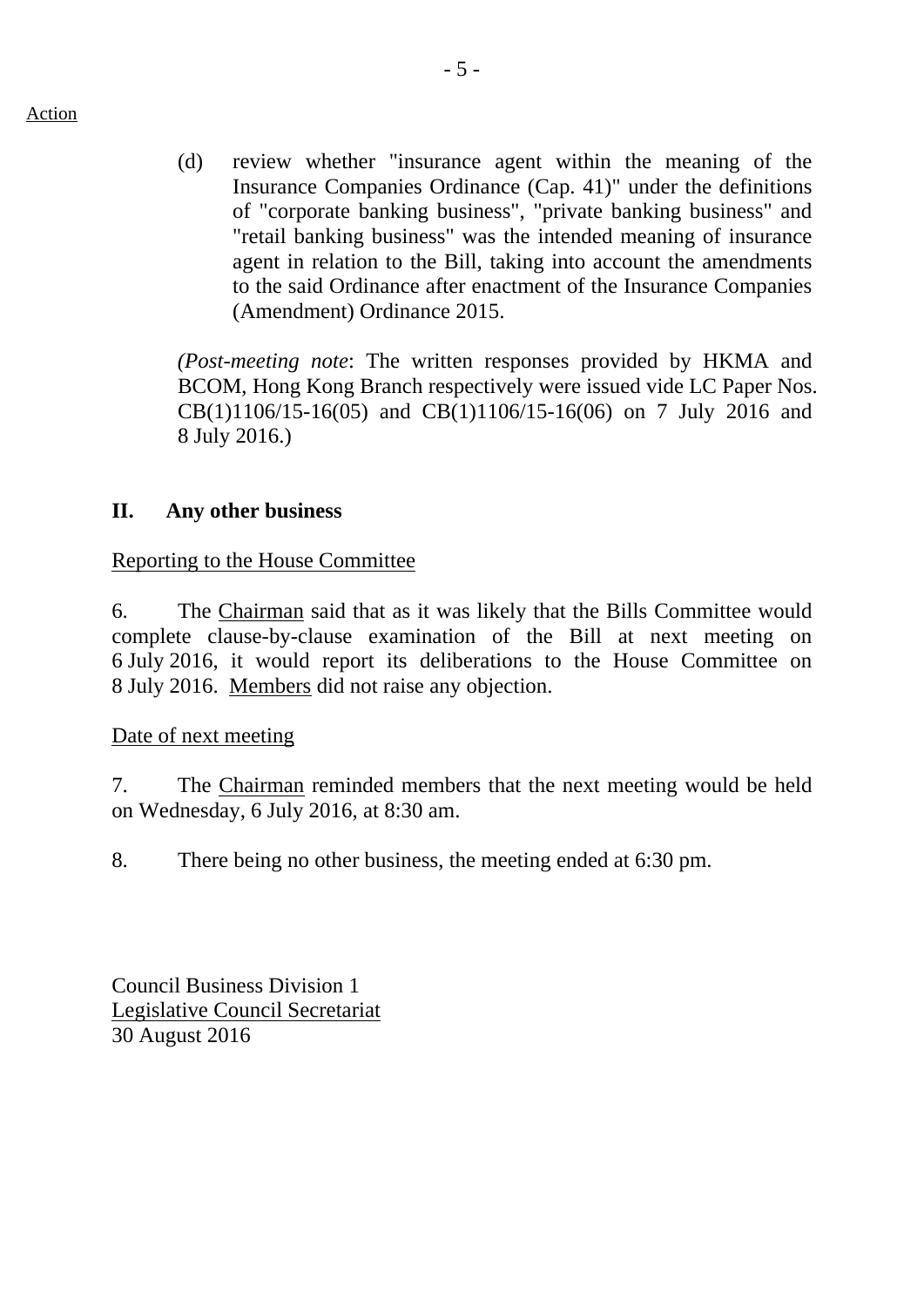Action

(d) review whether "insurance agent within the meaning of the Insurance Companies Ordinance (Cap. 41)" under the definitions of "corporate banking business", "private banking business" and "retail banking business" was the intended meaning of insurance agent in relation to the Bill, taking into account the amendments to the said Ordinance after enactment of the Insurance Companies (Amendment) Ordinance 2015.

(*Post-meeting note*: The written responses provided by HKMA and BCOM, Hong Kong Branch respectively were issued vide LC Paper Nos. CB(1)1106/15-16(05) and CB(1)1106/15-16(06) on 7 July 2016 and 8 July 2016.)

## II. Any other business

Reporting to the House Committee

6. The Chairman said that as it was likely that the Bills Committee would complete clause-by-clause examination of the Bill at next meeting on 6 July 2016, it would report its deliberations to the House Committee on 8 July 2016. Members did not raise any objection.

Date of next meeting

7. The Chairman reminded members that the next meeting would be held on Wednesday, 6 July 2016, at 8:30 am.

8. There being no other business, the meeting ended at 6:30 pm.

Council Business Division 1
Legislative Council Secretariat
30 August 2016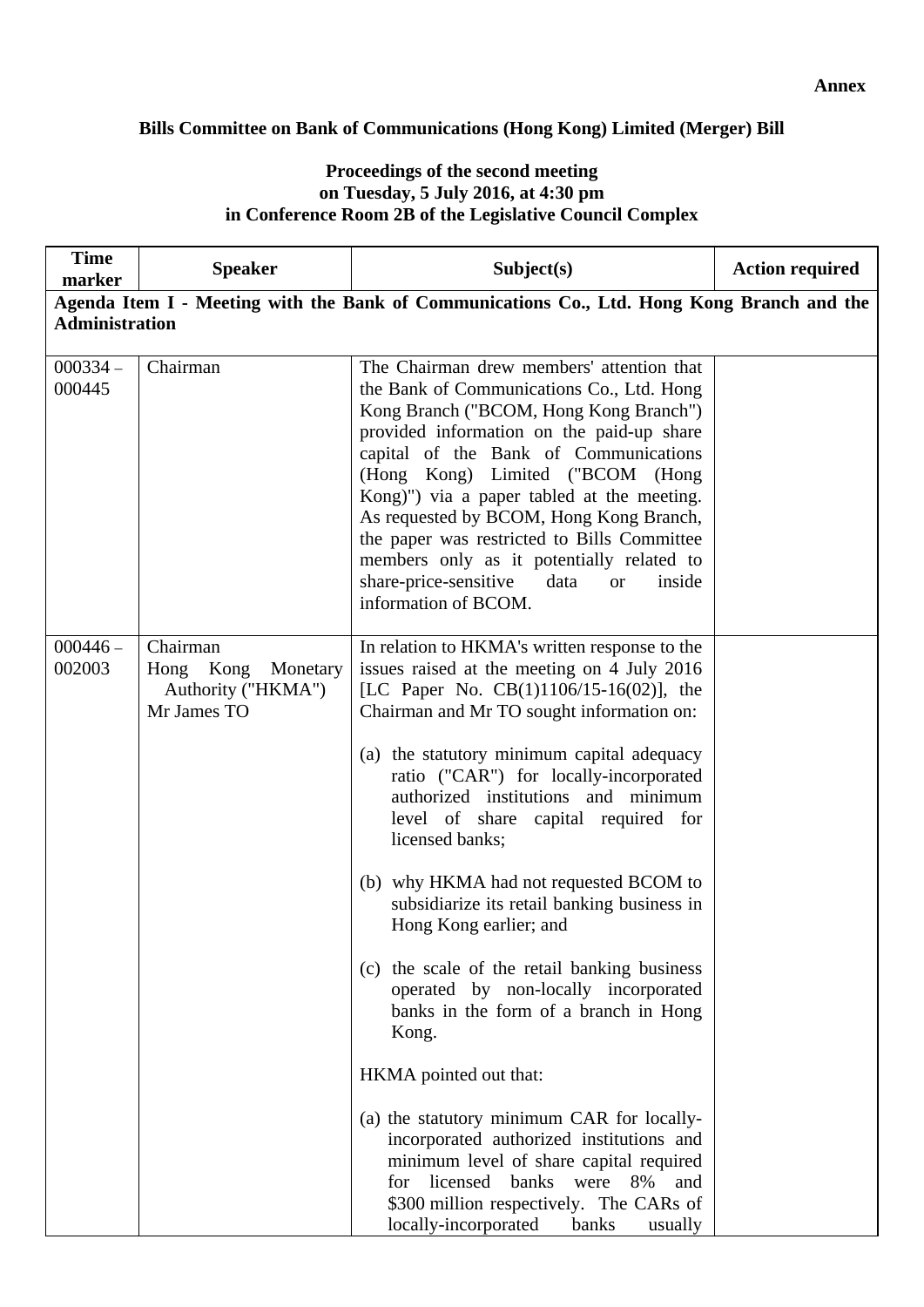**Annex**

**Bills Committee on Bank of Communications (Hong Kong) Limited (Merger) Bill**

**Proceedings of the second meeting**
**on Tuesday, 5 July 2016, at 4:30 pm**
**in Conference Room 2B of the Legislative Council Complex**

| Time marker | Speaker | Subject(s) | Action required |
|---|---|---|---|
| **Agenda Item I - Meeting with the Bank of Communications Co., Ltd. Hong Kong Branch and the Administration** | | | |
| 000334 – 000445 | Chairman | The Chairman drew members' attention that the Bank of Communications Co., Ltd. Hong Kong Branch ("BCOM, Hong Kong Branch") provided information on the paid-up share capital of the Bank of Communications (Hong Kong) Limited ("BCOM (Hong Kong)") via a paper tabled at the meeting. As requested by BCOM, Hong Kong Branch, the paper was restricted to Bills Committee members only as it potentially related to share-price-sensitive data or inside information of BCOM. | |
| 000446 – 002003 | Chairman<br>Hong Kong Monetary Authority ("HKMA")<br>Mr James TO | In relation to HKMA's written response to the issues raised at the meeting on 4 July 2016 [LC Paper No. CB(1)1106/15-16(02)], the Chairman and Mr TO sought information on:<br><br>(a) the statutory minimum capital adequacy ratio ("CAR") for locally-incorporated authorized institutions and minimum level of share capital required for licensed banks;<br><br>(b) why HKMA had not requested BCOM to subsidiarize its retail banking business in Hong Kong earlier; and<br><br>(c) the scale of the retail banking business operated by non-locally incorporated banks in the form of a branch in Hong Kong.<br><br>HKMA pointed out that:<br><br>(a) the statutory minimum CAR for locally-incorporated authorized institutions and minimum level of share capital required for licensed banks were 8% and $300 million respectively. The CARs of locally-incorporated banks usually | |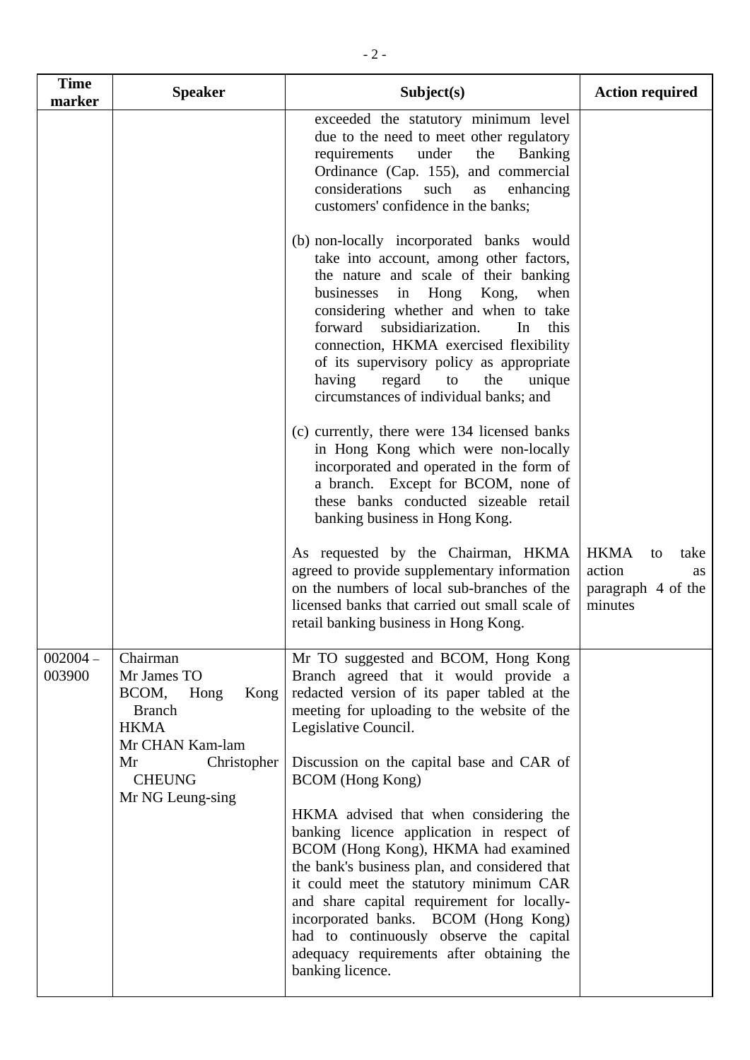| Time marker | Speaker | Subject(s) | Action required |
|---|---|---|---|
| | | exceeded the statutory minimum level due to the need to meet other regulatory requirements under the Banking Ordinance (Cap. 155), and commercial considerations such as enhancing customers' confidence in the banks;<br><br>(b) non-locally incorporated banks would take into account, among other factors, the nature and scale of their banking businesses in Hong Kong, when considering whether and when to take forward subsidiarization. In this connection, HKMA exercised flexibility of its supervisory policy as appropriate having regard to the unique circumstances of individual banks; and<br><br>(c) currently, there were 134 licensed banks in Hong Kong which were non-locally incorporated and operated in the form of a branch. Except for BCOM, none of these banks conducted sizeable retail banking business in Hong Kong.<br><br>As requested by the Chairman, HKMA agreed to provide supplementary information on the numbers of local sub-branches of the licensed banks that carried out small scale of retail banking business in Hong Kong. | HKMA to take action as paragraph 4 of the minutes |
| 002004 – 003900 | Chairman<br>Mr James TO<br>BCOM, Hong Kong Branch<br>HKMA<br>Mr CHAN Kam-lam<br>Mr Christopher CHEUNG<br>Mr NG Leung-sing | Mr TO suggested and BCOM, Hong Kong Branch agreed that it would provide a redacted version of its paper tabled at the meeting for uploading to the website of the Legislative Council.<br><br>Discussion on the capital base and CAR of BCOM (Hong Kong)<br><br>HKMA advised that when considering the banking licence application in respect of BCOM (Hong Kong), HKMA had examined the bank's business plan, and considered that it could meet the statutory minimum CAR and share capital requirement for locally-incorporated banks. BCOM (Hong Kong) had to continuously observe the capital adequacy requirements after obtaining the banking licence. | |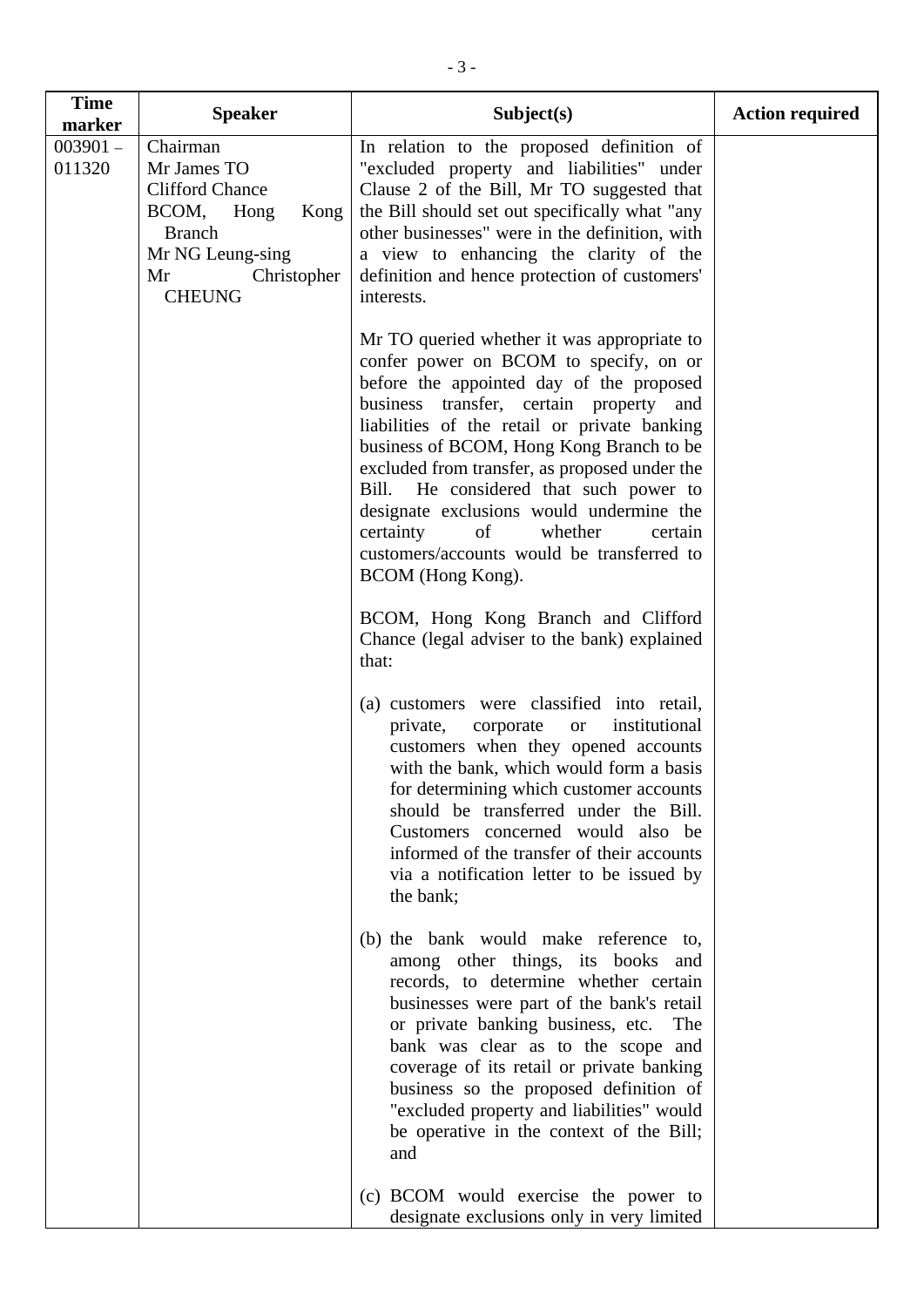| Time marker | Speaker | Subject(s) | Action required |
|---|---|---|---|
| 003901 – 011320 | Chairman<br>Mr James TO<br>Clifford Chance<br>BCOM, Hong Kong Branch<br>Mr NG Leung-sing<br>Mr Christopher CHEUNG | In relation to the proposed definition of "excluded property and liabilities" under Clause 2 of the Bill, Mr TO suggested that the Bill should set out specifically what "any other businesses" were in the definition, with a view to enhancing the clarity of the definition and hence protection of customers' interests.<br><br>Mr TO queried whether it was appropriate to confer power on BCOM to specify, on or before the appointed day of the proposed business transfer, certain property and liabilities of the retail or private banking business of BCOM, Hong Kong Branch to be excluded from transfer, as proposed under the Bill. He considered that such power to designate exclusions would undermine the certainty of whether certain customers/accounts would be transferred to BCOM (Hong Kong).<br><br>BCOM, Hong Kong Branch and Clifford Chance (legal adviser to the bank) explained that:<br><br>(a) customers were classified into retail, private, corporate or institutional customers when they opened accounts with the bank, which would form a basis for determining which customer accounts should be transferred under the Bill. Customers concerned would also be informed of the transfer of their accounts via a notification letter to be issued by the bank;<br><br>(b) the bank would make reference to, among other things, its books and records, to determine whether certain businesses were part of the bank's retail or private banking business, etc. The bank was clear as to the scope and coverage of its retail or private banking business so the proposed definition of "excluded property and liabilities" would be operative in the context of the Bill; and<br><br>(c) BCOM would exercise the power to designate exclusions only in very limited | |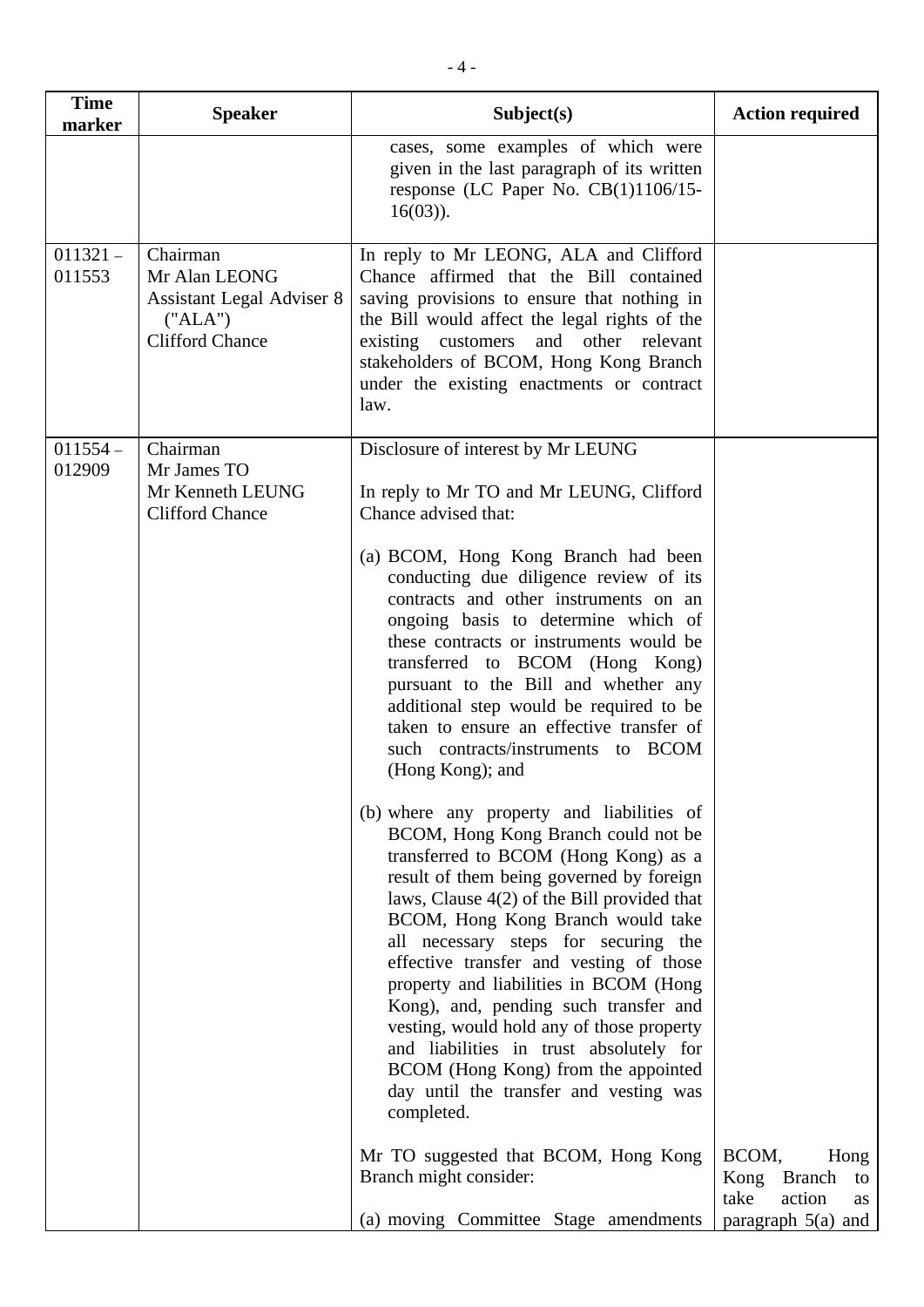| Time marker | Speaker | Subject(s) | Action required |
|---|---|---|---|
| | | cases, some examples of which were given in the last paragraph of its written response (LC Paper No. CB(1)1106/15-16(03)). | |
| 011321 – 011553 | Chairman<br>Mr Alan LEONG<br>Assistant Legal Adviser 8 ("ALA")<br>Clifford Chance | In reply to Mr LEONG, ALA and Clifford Chance affirmed that the Bill contained saving provisions to ensure that nothing in the Bill would affect the legal rights of the existing customers and other relevant stakeholders of BCOM, Hong Kong Branch under the existing enactments or contract law. | |
| 011554 – 012909 | Chairman<br>Mr James TO<br>Mr Kenneth LEUNG<br>Clifford Chance | Disclosure of interest by Mr LEUNG<br><br>In reply to Mr TO and Mr LEUNG, Clifford Chance advised that:<br><br>(a) BCOM, Hong Kong Branch had been conducting due diligence review of its contracts and other instruments on an ongoing basis to determine which of these contracts or instruments would be transferred to BCOM (Hong Kong) pursuant to the Bill and whether any additional step would be required to be taken to ensure an effective transfer of such contracts/instruments to BCOM (Hong Kong); and<br><br>(b) where any property and liabilities of BCOM, Hong Kong Branch could not be transferred to BCOM (Hong Kong) as a result of them being governed by foreign laws, Clause 4(2) of the Bill provided that BCOM, Hong Kong Branch would take all necessary steps for securing the effective transfer and vesting of those property and liabilities in BCOM (Hong Kong), and, pending such transfer and vesting, would hold any of those property and liabilities in trust absolutely for BCOM (Hong Kong) from the appointed day until the transfer and vesting was completed.<br><br>Mr TO suggested that BCOM, Hong Kong Branch might consider:<br><br>(a) moving Committee Stage amendments | BCOM, Hong Kong Branch to take action as paragraph 5(a) and |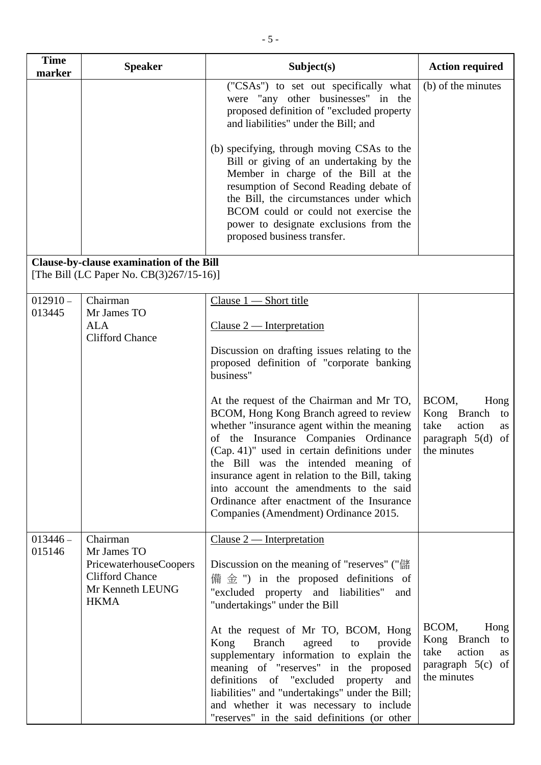| Time marker | Speaker | Subject(s) | Action required |
|---|---|---|---|
| | | ("CSAs") to set out specifically what were "any other businesses" in the proposed definition of "excluded property and liabilities" under the Bill; and<br><br>(b) specifying, through moving CSAs to the Bill or giving of an undertaking by the Member in charge of the Bill at the resumption of Second Reading debate of the Bill, the circumstances under which BCOM could or could not exercise the power to designate exclusions from the proposed business transfer. | (b) of the minutes |
| **Clause-by-clause examination of the Bill**<br>[The Bill (LC Paper No. CB(3)267/15-16)] | | | |
| 012910 – 013445 | Chairman<br>Mr James TO<br>ALA<br>Clifford Chance | Clause 1 — Short title<br><br>Clause 2 — Interpretation<br><br>Discussion on drafting issues relating to the proposed definition of "corporate banking business"<br><br>At the request of the Chairman and Mr TO, BCOM, Hong Kong Branch agreed to review whether "insurance agent within the meaning of the Insurance Companies Ordinance (Cap. 41)" used in certain definitions under the Bill was the intended meaning of insurance agent in relation to the Bill, taking into account the amendments to the said Ordinance after enactment of the Insurance Companies (Amendment) Ordinance 2015. | BCOM, Hong Kong Branch to take action as paragraph 5(d) of the minutes |
| 013446 – 015146 | Chairman<br>Mr James TO<br>PricewaterhouseCoopers<br>Clifford Chance<br>Mr Kenneth LEUNG<br>HKMA | Clause 2 — Interpretation<br><br>Discussion on the meaning of "reserves" ("儲備金") in the proposed definitions of "excluded property and liabilities" and "undertakings" under the Bill<br><br>At the request of Mr TO, BCOM, Hong Kong Branch agreed to provide supplementary information to explain the meaning of "reserves" in the proposed definitions of "excluded property and liabilities" and "undertakings" under the Bill; and whether it was necessary to include "reserves" in the said definitions (or other | BCOM, Hong Kong Branch to take action as paragraph 5(c) of the minutes |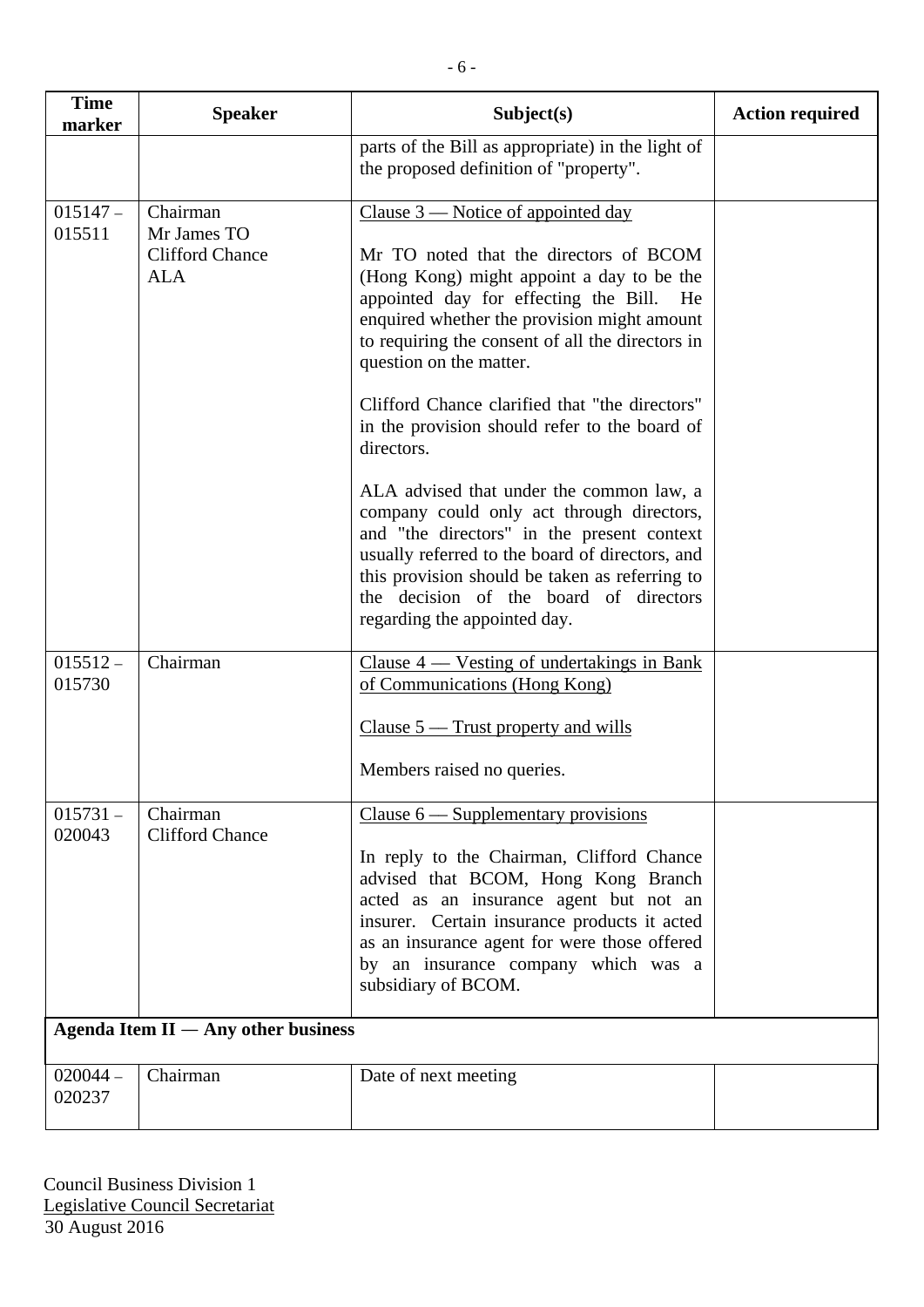| Time marker | Speaker | Subject(s) | Action required |
|---|---|---|---|
| | | parts of the Bill as appropriate) in the light of the proposed definition of "property". | |
| 015147 – 015511 | Chairman<br>Mr James TO<br>Clifford Chance<br>ALA | Clause 3 — Notice of appointed day<br><br>Mr TO noted that the directors of BCOM (Hong Kong) might appoint a day to be the appointed day for effecting the Bill. He enquired whether the provision might amount to requiring the consent of all the directors in question on the matter.<br><br>Clifford Chance clarified that "the directors" in the provision should refer to the board of directors.<br><br>ALA advised that under the common law, a company could only act through directors, and "the directors" in the present context usually referred to the board of directors, and this provision should be taken as referring to the decision of the board of directors regarding the appointed day. | |
| 015512 – 015730 | Chairman | Clause 4 — Vesting of undertakings in Bank of Communications (Hong Kong)<br><br>Clause 5 — Trust property and wills<br><br>Members raised no queries. | |
| 015731 – 020043 | Chairman<br>Clifford Chance | Clause 6 — Supplementary provisions<br><br>In reply to the Chairman, Clifford Chance advised that BCOM, Hong Kong Branch acted as an insurance agent but not an insurer. Certain insurance products it acted as an insurance agent for were those offered by an insurance company which was a subsidiary of BCOM. | |
| **Agenda Item II — Any other business** | | | |
| 020044 – 020237 | Chairman | Date of next meeting | |

Council Business Division 1
Legislative Council Secretariat
30 August 2016